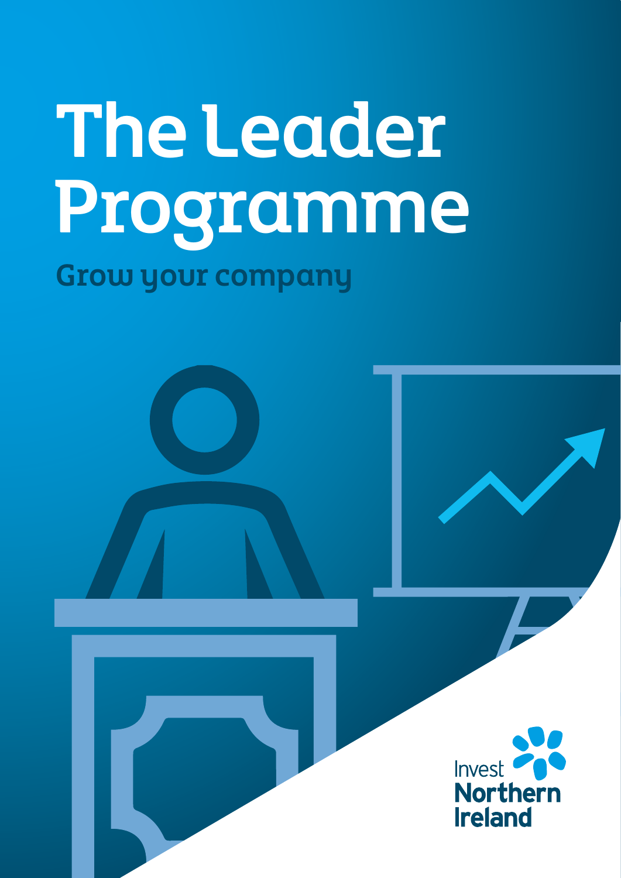# The Leader Programme

## Grow your company

Invest Northern Ireland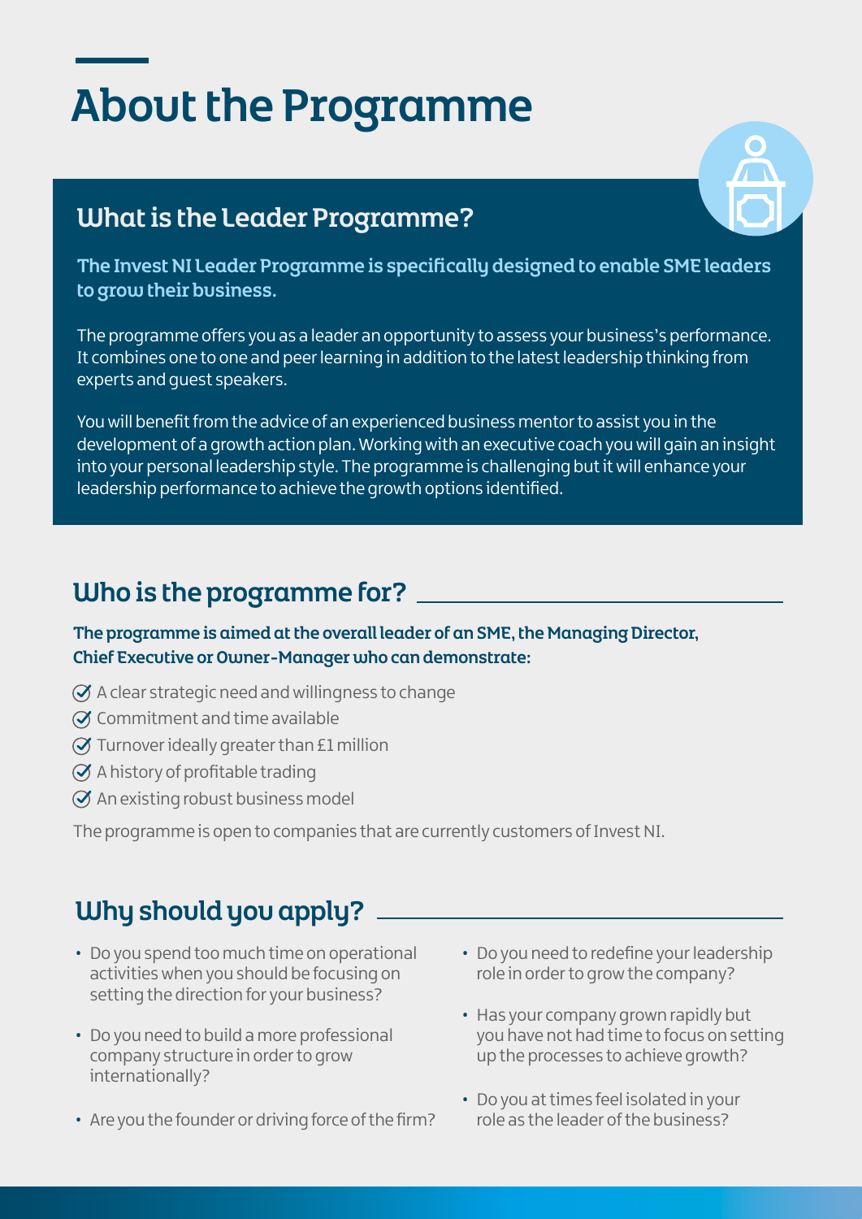# About the Programme

## What is the Leader Programme?

**The Invest NI Leader Programme is specifically designed to enable SME leaders to grow their business.**

The programme offers you as a leader an opportunity to assess your business's performance. It combines one to one and peer learning in addition to the latest leadership thinking from experts and guest speakers.

You will benefit from the advice of an experienced business mentor to assist you in the development of a growth action plan. Working with an executive coach you will gain an insight into your personal leadership style. The programme is challenging but it will enhance your leadership performance to achieve the growth options identified.

## Who is the programme for?

**The programme is aimed at the overall leader of an SME, the Managing Director, Chief Executive or Owner-Manager who can demonstrate:**

- A clear strategic need and willingness to change
- Commitment and time available
- Turnover ideally greater than £1 million
- A history of profitable trading
- An existing robust business model

The programme is open to companies that are currently customers of Invest NI.

## Why should you apply?

- Do you spend too much time on operational activities when you should be focusing on setting the direction for your business?
- Do you need to build a more professional company structure in order to grow internationally?
- Are you the founder or driving force of the firm?
- Do you need to redefine your leadership role in order to grow the company?
- Has your company grown rapidly but you have not had time to focus on setting up the processes to achieve growth?
- Do you at times feel isolated in your role as the leader of the business?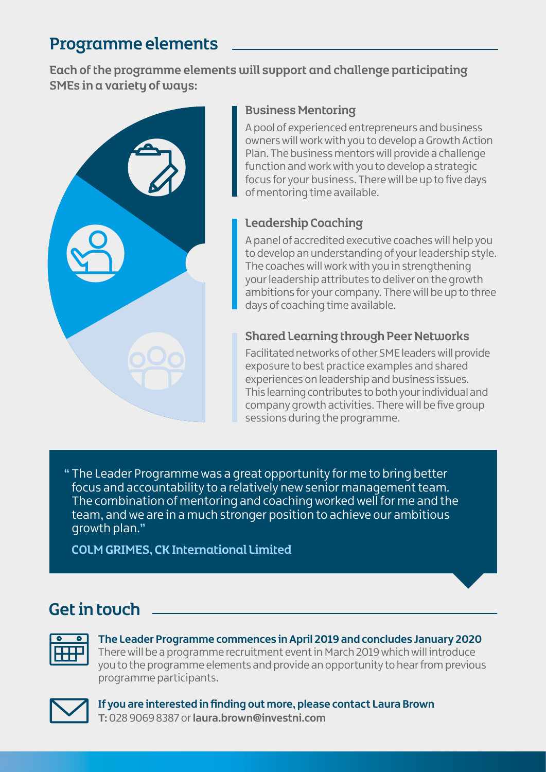## Programme elements

**Each of the programme elements will support and challenge participating SMEs in a variety of ways:**

### Business Mentoring

A pool of experienced entrepreneurs and business owners will work with you to develop a Growth Action Plan. The business mentors will provide a challenge function and work with you to develop a strategic focus for your business. There will be up to five days of mentoring time available.

### Leadership Coaching

A panel of accredited executive coaches will help you to develop an understanding of your leadership style. The coaches will work with you in strengthening your leadership attributes to deliver on the growth ambitions for your company. There will be up to three days of coaching time available.

### Shared Learning through Peer Networks

Facilitated networks of other SME leaders will provide exposure to best practice examples and shared experiences on leadership and business issues. This learning contributes to both your individual and company growth activities. There will be five group sessions during the programme.

> "The Leader Programme was a great opportunity for me to bring better focus and accountability to a relatively new senior management team. The combination of mentoring and coaching worked well for me and the team, and we are in a much stronger position to achieve our ambitious growth plan."
>
> **COLM GRIMES, CK International Limited**

## Get in touch

**The Leader Programme commences in April 2019 and concludes January 2020**
There will be a programme recruitment event in March 2019 which will introduce you to the programme elements and provide an opportunity to hear from previous programme participants.

**If you are interested in finding out more, please contact Laura Brown**
**T:** 028 9069 8387 or **laura.brown@investni.com**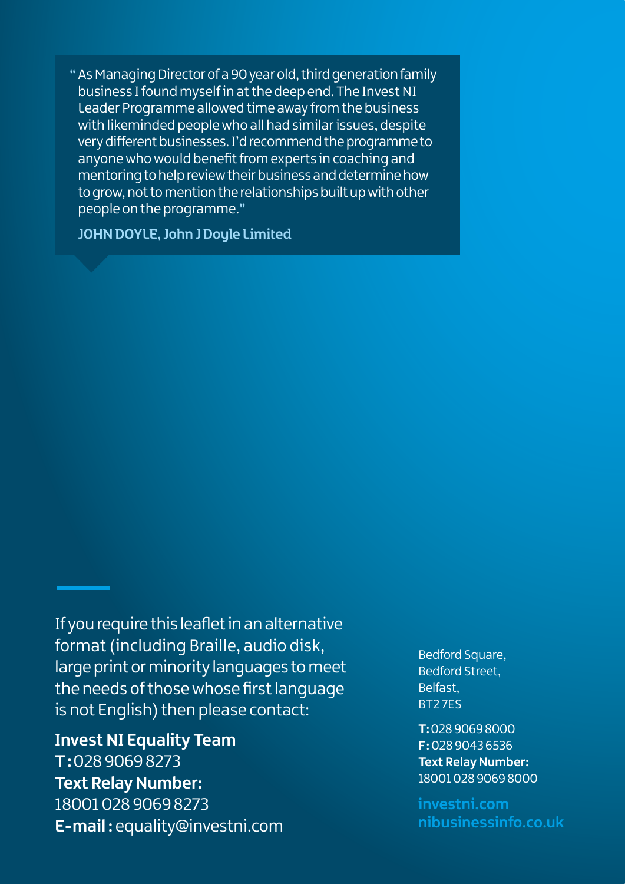> "As Managing Director of a 90 year old, third generation family business I found myself in at the deep end. The Invest NI Leader Programme allowed time away from the business with likeminded people who all had similar issues, despite very different businesses. I'd recommend the programme to anyone who would benefit from experts in coaching and mentoring to help review their business and determine how to grow, not to mention the relationships built up with other people on the programme."
>
> **JOHN DOYLE, John J Doyle Limited**

If you require this leaflet in an alternative format (including Braille, audio disk, large print or minority languages to meet the needs of those whose first language is not English) then please contact:

**Invest NI Equality Team**
**T :** 028 9069 8273
**Text Relay Number:**
18001 028 9069 8273
**E-mail :** equality@investni.com

Bedford Square,
Bedford Street,
Belfast,
BT2 7ES

**T:** 028 9069 8000
**F:** 028 9043 6536
**Text Relay Number:**
18001 028 9069 8000

**investni.com**
**nibusinessinfo.co.uk**